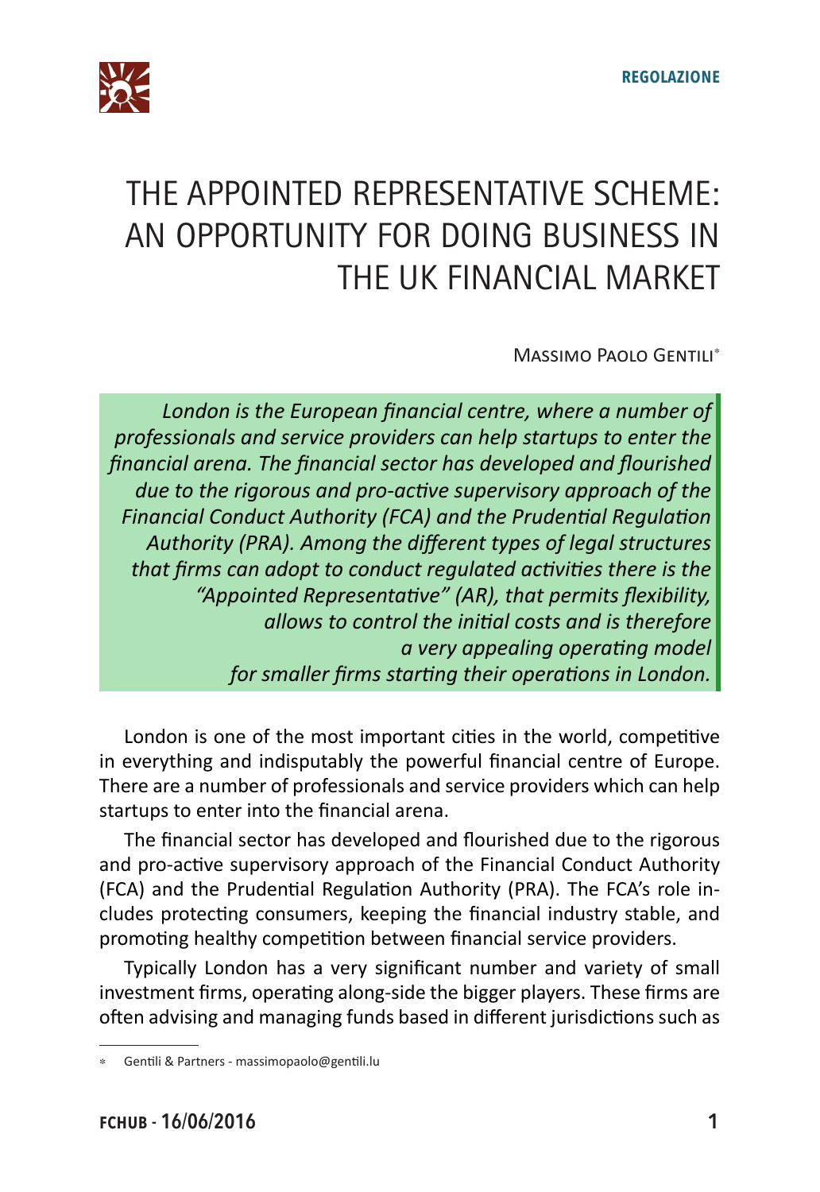# THE APPOINTED REPRESENTATIVE SCHEME: AN OPPORTUNITY FOR DOING BUSINESS IN THE UK FINANCIAL MARKET

Massimo Paolo Gentili*

*London is the European financial centre, where a number of professionals and service providers can help startups to enter the financial arena. The financial sector has developed and flourished due to the rigorous and pro-active supervisory approach of the Financial Conduct Authority (FCA) and the Prudential Regulation Authority (PRA). Among the different types of legal structures that firms can adopt to conduct regulated activities there is the "Appointed Representative" (AR), that permits flexibility, allows to control the initial costs and is therefore a very appealing operating model for smaller firms starting their operations in London.*

London is one of the most important cities in the world, competitive in everything and indisputably the powerful financial centre of Europe. There are a number of professionals and service providers which can help startups to enter into the financial arena.

The financial sector has developed and flourished due to the rigorous and pro-active supervisory approach of the Financial Conduct Authority (FCA) and the Prudential Regulation Authority (PRA). The FCA's role includes protecting consumers, keeping the financial industry stable, and promoting healthy competition between financial service providers.

Typically London has a very significant number and variety of small investment firms, operating along-side the bigger players. These firms are often advising and managing funds based in different jurisdictions such as

---

* Gentili & Partners - massimopaolo@gentili.lu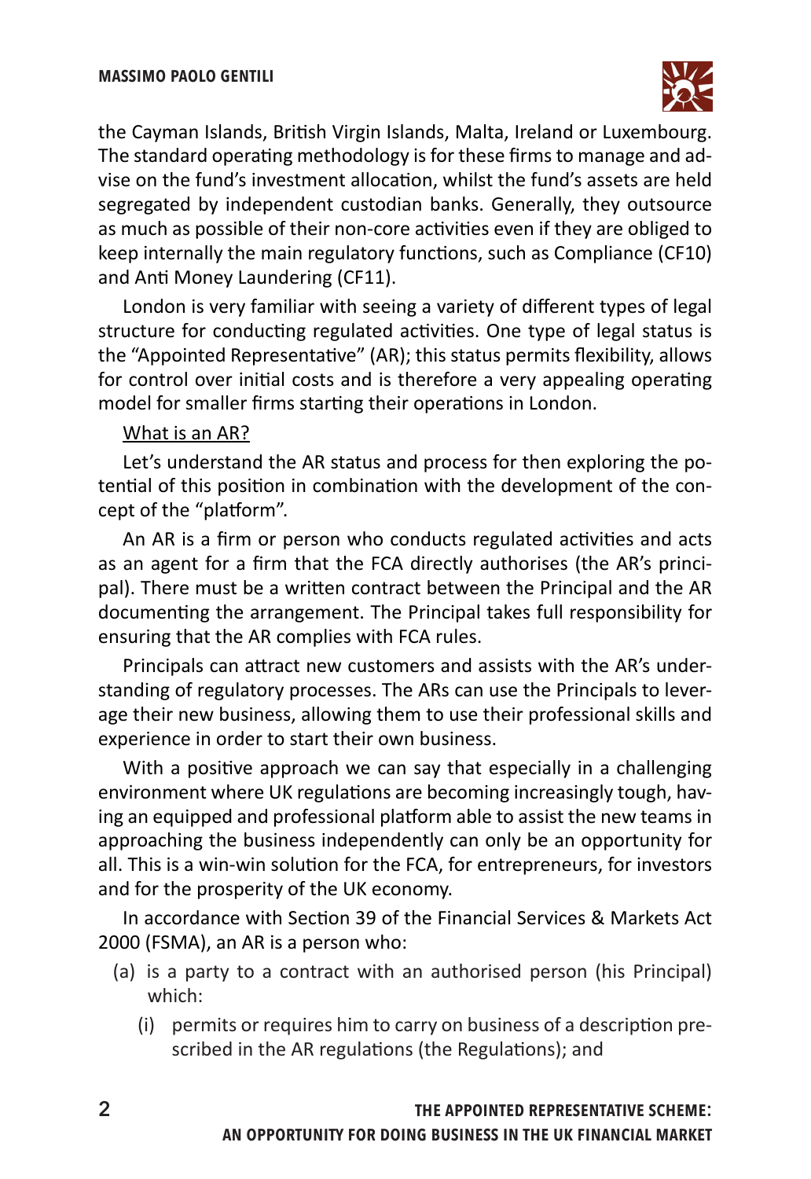the Cayman Islands, British Virgin Islands, Malta, Ireland or Luxembourg. The standard operating methodology is for these firms to manage and advise on the fund's investment allocation, whilst the fund's assets are held segregated by independent custodian banks. Generally, they outsource as much as possible of their non-core activities even if they are obliged to keep internally the main regulatory functions, such as Compliance (CF10) and Anti Money Laundering (CF11).

London is very familiar with seeing a variety of different types of legal structure for conducting regulated activities. One type of legal status is the "Appointed Representative" (AR); this status permits flexibility, allows for control over initial costs and is therefore a very appealing operating model for smaller firms starting their operations in London.

<u>What is an AR?</u>

Let's understand the AR status and process for then exploring the potential of this position in combination with the development of the concept of the "platform".

An AR is a firm or person who conducts regulated activities and acts as an agent for a firm that the FCA directly authorises (the AR's principal). There must be a written contract between the Principal and the AR documenting the arrangement. The Principal takes full responsibility for ensuring that the AR complies with FCA rules.

Principals can attract new customers and assists with the AR's understanding of regulatory processes. The ARs can use the Principals to leverage their new business, allowing them to use their professional skills and experience in order to start their own business.

With a positive approach we can say that especially in a challenging environment where UK regulations are becoming increasingly tough, having an equipped and professional platform able to assist the new teams in approaching the business independently can only be an opportunity for all. This is a win-win solution for the FCA, for entrepreneurs, for investors and for the prosperity of the UK economy.

In accordance with Section 39 of the Financial Services & Markets Act 2000 (FSMA), an AR is a person who:

- (a) is a party to a contract with an authorised person (his Principal) which:
  - (i) permits or requires him to carry on business of a description prescribed in the AR regulations (the Regulations); and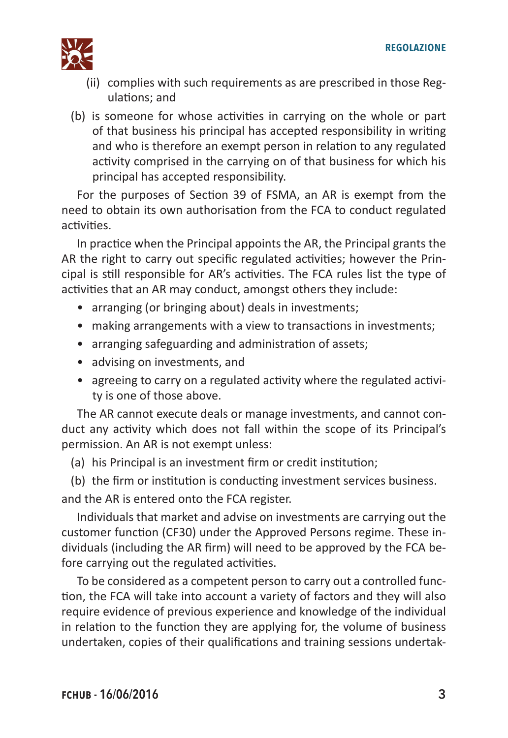(ii) complies with such requirements as are prescribed in those Regulations; and

(b) is someone for whose activities in carrying on the whole or part of that business his principal has accepted responsibility in writing and who is therefore an exempt person in relation to any regulated activity comprised in the carrying on of that business for which his principal has accepted responsibility.

For the purposes of Section 39 of FSMA, an AR is exempt from the need to obtain its own authorisation from the FCA to conduct regulated activities.

In practice when the Principal appoints the AR, the Principal grants the AR the right to carry out specific regulated activities; however the Principal is still responsible for AR's activities. The FCA rules list the type of activities that an AR may conduct, amongst others they include:

- arranging (or bringing about) deals in investments;
- making arrangements with a view to transactions in investments;
- arranging safeguarding and administration of assets;
- advising on investments, and
- agreeing to carry on a regulated activity where the regulated activity is one of those above.

The AR cannot execute deals or manage investments, and cannot conduct any activity which does not fall within the scope of its Principal's permission. An AR is not exempt unless:

(a) his Principal is an investment firm or credit institution;

(b) the firm or institution is conducting investment services business.

and the AR is entered onto the FCA register.

Individuals that market and advise on investments are carrying out the customer function (CF30) under the Approved Persons regime. These individuals (including the AR firm) will need to be approved by the FCA before carrying out the regulated activities.

To be considered as a competent person to carry out a controlled function, the FCA will take into account a variety of factors and they will also require evidence of previous experience and knowledge of the individual in relation to the function they are applying for, the volume of business undertaken, copies of their qualifications and training sessions undertak-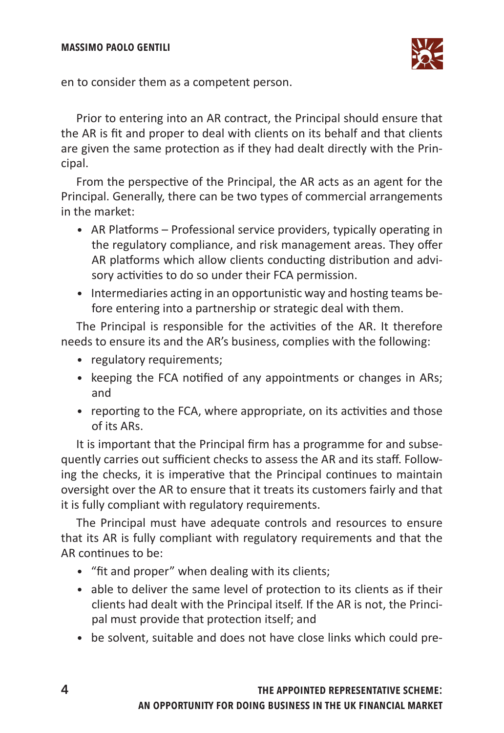en to consider them as a competent person.

Prior to entering into an AR contract, the Principal should ensure that the AR is fit and proper to deal with clients on its behalf and that clients are given the same protection as if they had dealt directly with the Principal.

From the perspective of the Principal, the AR acts as an agent for the Principal. Generally, there can be two types of commercial arrangements in the market:

- AR Platforms – Professional service providers, typically operating in the regulatory compliance, and risk management areas. They offer AR platforms which allow clients conducting distribution and advisory activities to do so under their FCA permission.
- Intermediaries acting in an opportunistic way and hosting teams before entering into a partnership or strategic deal with them.

The Principal is responsible for the activities of the AR. It therefore needs to ensure its and the AR's business, complies with the following:

- regulatory requirements;
- keeping the FCA notified of any appointments or changes in ARs; and
- reporting to the FCA, where appropriate, on its activities and those of its ARs.

It is important that the Principal firm has a programme for and subsequently carries out sufficient checks to assess the AR and its staff. Following the checks, it is imperative that the Principal continues to maintain oversight over the AR to ensure that it treats its customers fairly and that it is fully compliant with regulatory requirements.

The Principal must have adequate controls and resources to ensure that its AR is fully compliant with regulatory requirements and that the AR continues to be:

- "fit and proper" when dealing with its clients;
- able to deliver the same level of protection to its clients as if their clients had dealt with the Principal itself. If the AR is not, the Principal must provide that protection itself; and
- be solvent, suitable and does not have close links which could pre-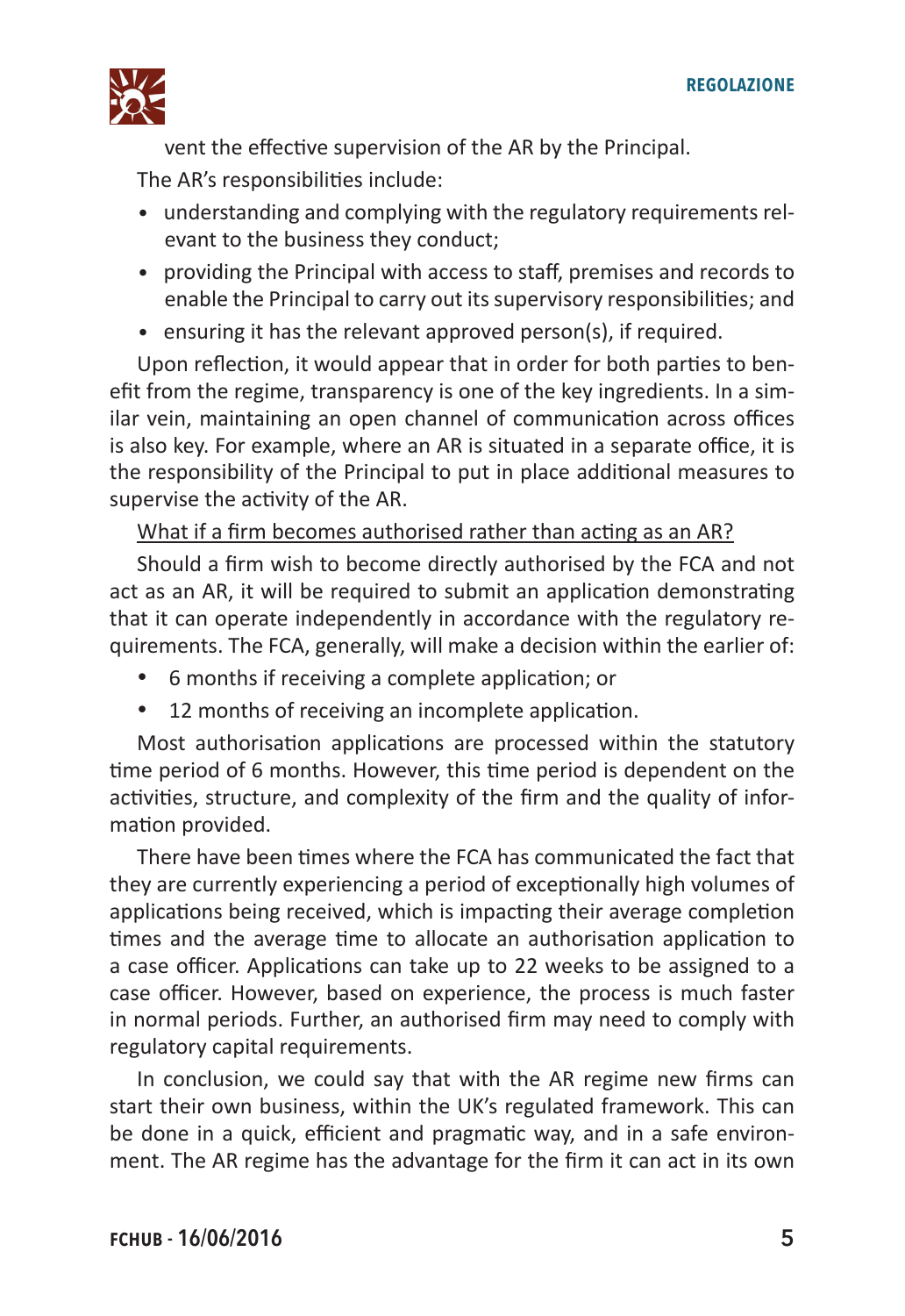vent the effective supervision of the AR by the Principal.

The AR's responsibilities include:

- understanding and complying with the regulatory requirements relevant to the business they conduct;
- providing the Principal with access to staff, premises and records to enable the Principal to carry out its supervisory responsibilities; and
- ensuring it has the relevant approved person(s), if required.

Upon reflection, it would appear that in order for both parties to benefit from the regime, transparency is one of the key ingredients. In a similar vein, maintaining an open channel of communication across offices is also key. For example, where an AR is situated in a separate office, it is the responsibility of the Principal to put in place additional measures to supervise the activity of the AR.

<u>What if a firm becomes authorised rather than acting as an AR?</u>

Should a firm wish to become directly authorised by the FCA and not act as an AR, it will be required to submit an application demonstrating that it can operate independently in accordance with the regulatory requirements. The FCA, generally, will make a decision within the earlier of:

- 6 months if receiving a complete application; or
- 12 months of receiving an incomplete application.

Most authorisation applications are processed within the statutory time period of 6 months. However, this time period is dependent on the activities, structure, and complexity of the firm and the quality of information provided.

There have been times where the FCA has communicated the fact that they are currently experiencing a period of exceptionally high volumes of applications being received, which is impacting their average completion times and the average time to allocate an authorisation application to a case officer. Applications can take up to 22 weeks to be assigned to a case officer. However, based on experience, the process is much faster in normal periods. Further, an authorised firm may need to comply with regulatory capital requirements.

In conclusion, we could say that with the AR regime new firms can start their own business, within the UK's regulated framework. This can be done in a quick, efficient and pragmatic way, and in a safe environment. The AR regime has the advantage for the firm it can act in its own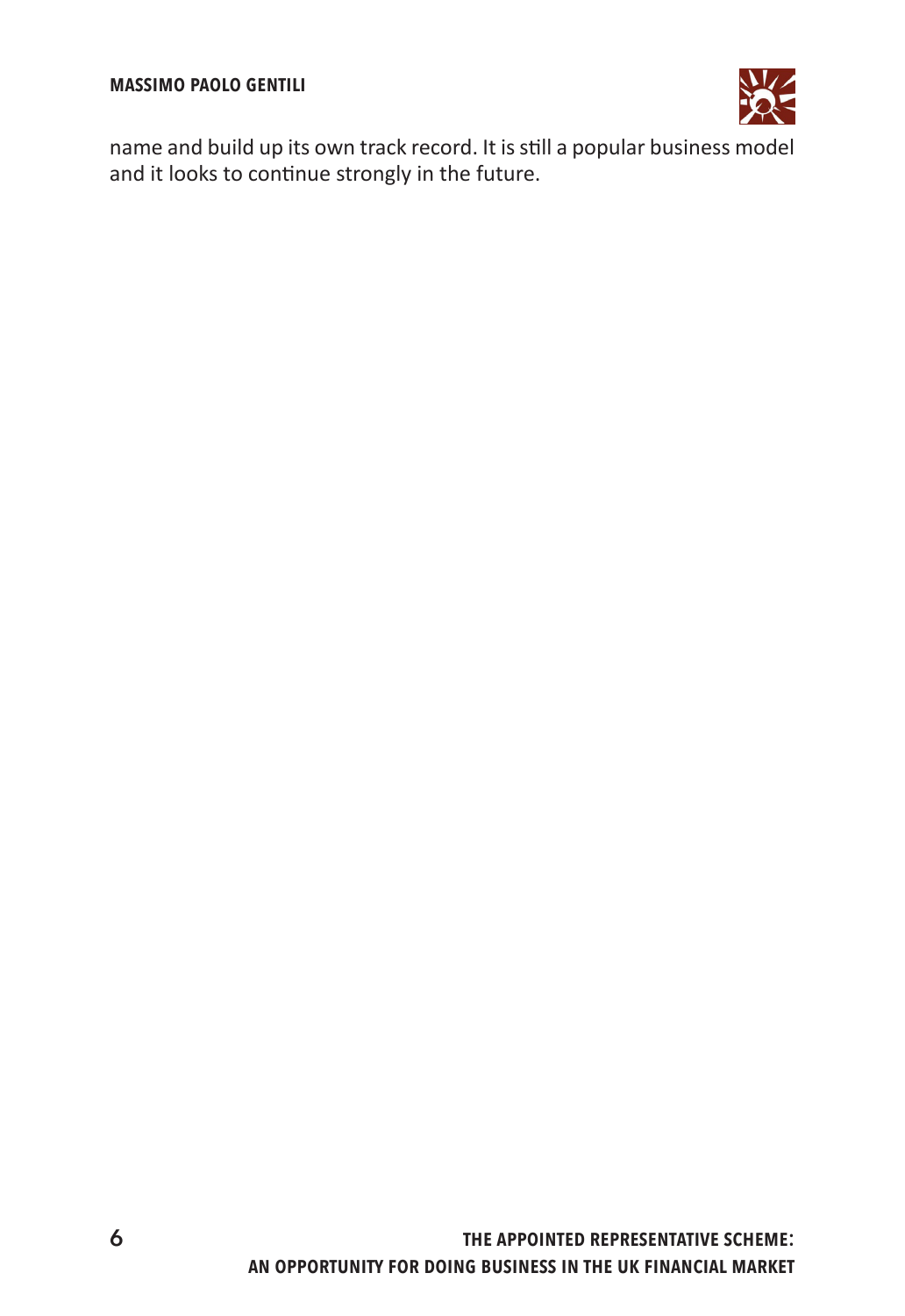name and build up its own track record. It is still a popular business model and it looks to continue strongly in the future.